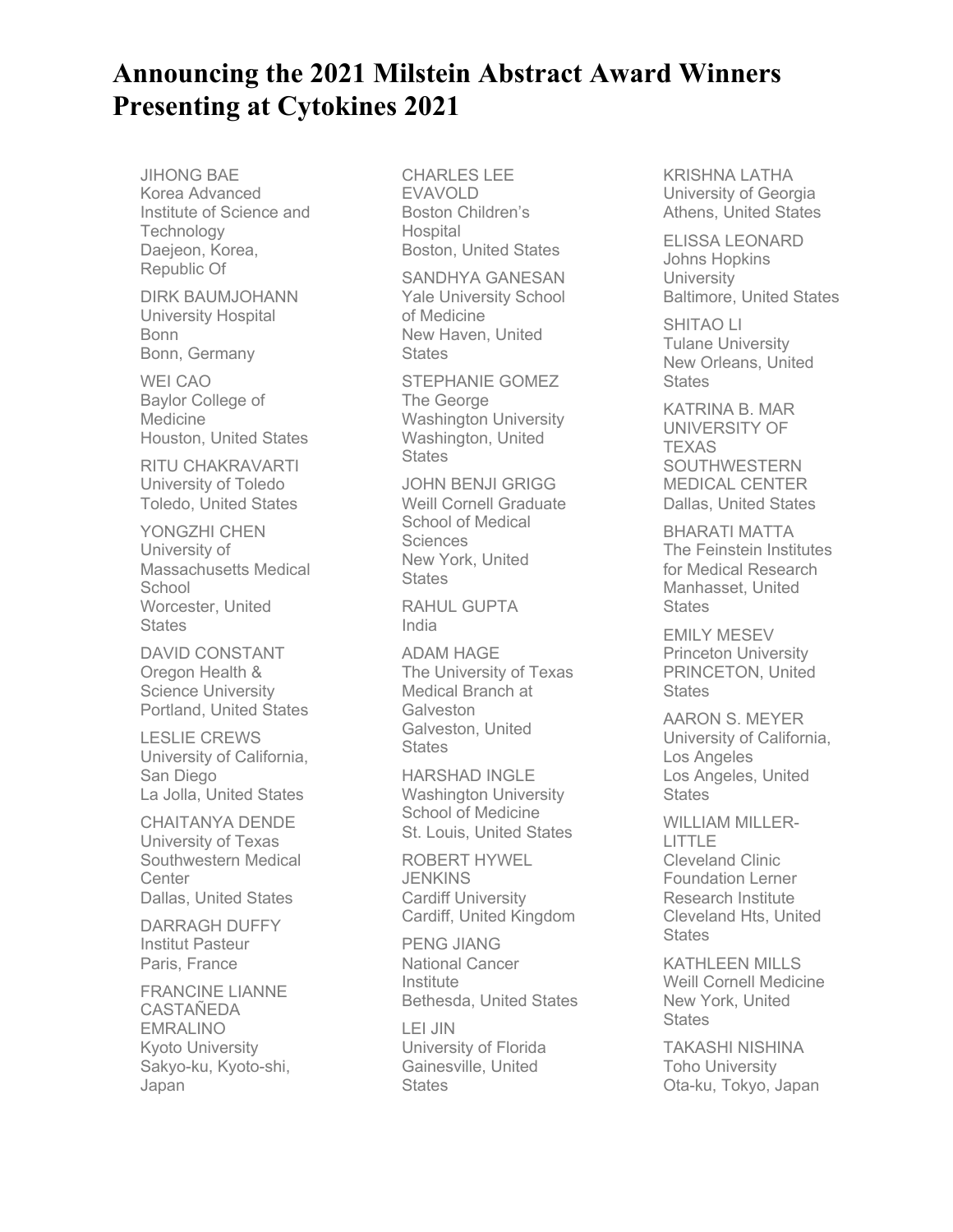# Announcing the 2021 Milstein Abstract Award Winners Presenting at Cytokines 2021

JIHONG BAE
Korea Advanced Institute of Science and Technology
Daejeon, Korea, Republic Of

DIRK BAUMJOHANN
University Hospital Bonn
Bonn, Germany

WEI CAO
Baylor College of Medicine
Houston, United States

RITU CHAKRAVARTI
University of Toledo
Toledo, United States

YONGZHI CHEN
University of Massachusetts Medical School
Worcester, United States

DAVID CONSTANT
Oregon Health & Science University
Portland, United States

LESLIE CREWS
University of California, San Diego
La Jolla, United States

CHAITANYA DENDE
University of Texas Southwestern Medical Center
Dallas, United States

DARRAGH DUFFY
Institut Pasteur
Paris, France

FRANCINE LIANNE CASTAÑEDA EMRALINO
Kyoto University
Sakyo-ku, Kyoto-shi, Japan

CHARLES LEE EVAVOLD
Boston Children's Hospital
Boston, United States

SANDHYA GANESAN
Yale University School of Medicine
New Haven, United States

STEPHANIE GOMEZ
The George Washington University
Washington, United States

JOHN BENJI GRIGG
Weill Cornell Graduate School of Medical Sciences
New York, United States

RAHUL GUPTA
India

ADAM HAGE
The University of Texas Medical Branch at Galveston
Galveston, United States

HARSHAD INGLE
Washington University School of Medicine
St. Louis, United States

ROBERT HYWEL JENKINS
Cardiff University
Cardiff, United Kingdom

PENG JIANG
National Cancer Institute
Bethesda, United States

LEI JIN
University of Florida
Gainesville, United States

KRISHNA LATHA
University of Georgia
Athens, United States

ELISSA LEONARD
Johns Hopkins University
Baltimore, United States

SHITAO LI
Tulane University
New Orleans, United States

KATRINA B. MAR
UNIVERSITY OF TEXAS SOUTHWESTERN MEDICAL CENTER
Dallas, United States

BHARATI MATTA
The Feinstein Institutes for Medical Research
Manhasset, United States

EMILY MESEV
Princeton University
PRINCETON, United States

AARON S. MEYER
University of California, Los Angeles
Los Angeles, United States

WILLIAM MILLER-LITTLE
Cleveland Clinic Foundation Lerner Research Institute
Cleveland Hts, United States

KATHLEEN MILLS
Weill Cornell Medicine
New York, United States

TAKASHI NISHINA
Toho University
Ota-ku, Tokyo, Japan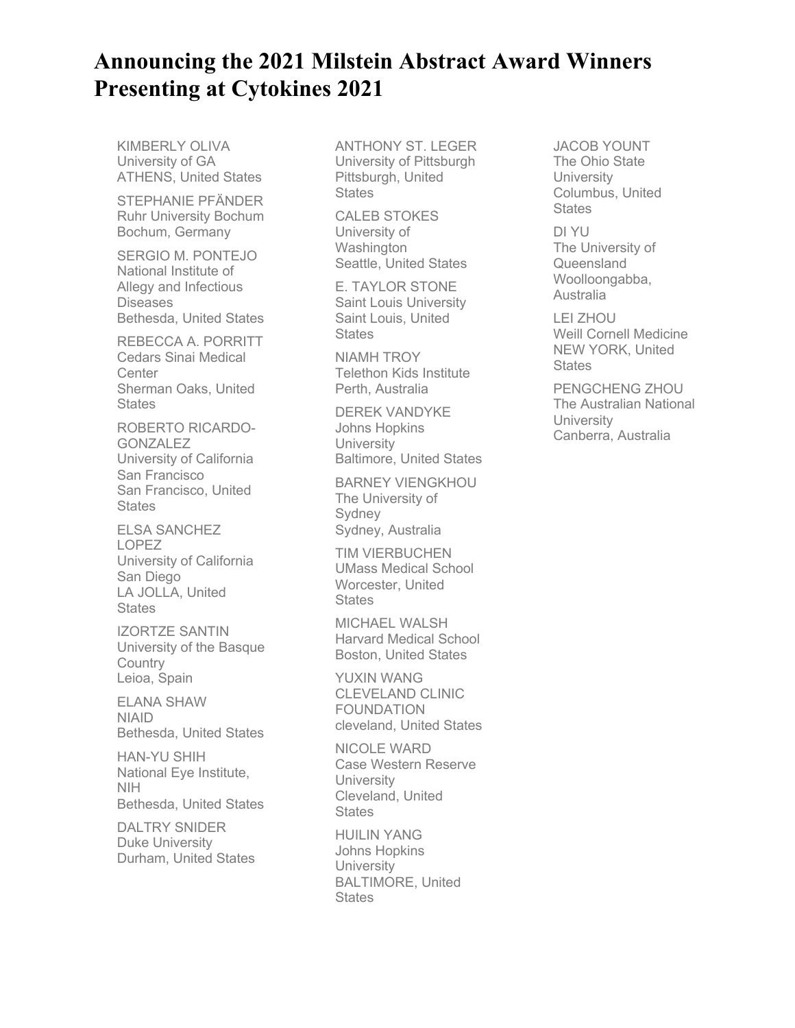# Announcing the 2021 Milstein Abstract Award Winners Presenting at Cytokines 2021

KIMBERLY OLIVA
University of GA
ATHENS, United States

STEPHANIE PFÄNDER
Ruhr University Bochum
Bochum, Germany

SERGIO M. PONTEJO
National Institute of Allegy and Infectious Diseases
Bethesda, United States

REBECCA A. PORRITT
Cedars Sinai Medical Center
Sherman Oaks, United States

ROBERTO RICARDO-GONZALEZ
University of California San Francisco
San Francisco, United States

ELSA SANCHEZ LOPEZ
University of California San Diego
LA JOLLA, United States

IZORTZE SANTIN
University of the Basque Country
Leioa, Spain

ELANA SHAW
NIAID
Bethesda, United States

HAN-YU SHIH
National Eye Institute, NIH
Bethesda, United States

DALTRY SNIDER
Duke University
Durham, United States

ANTHONY ST. LEGER
University of Pittsburgh
Pittsburgh, United States

CALEB STOKES
University of Washington
Seattle, United States

E. TAYLOR STONE
Saint Louis University
Saint Louis, United States

NIAMH TROY
Telethon Kids Institute
Perth, Australia

DEREK VANDYKE
Johns Hopkins University
Baltimore, United States

BARNEY VIENGKHOU
The University of Sydney
Sydney, Australia

TIM VIERBUCHEN
UMass Medical School
Worcester, United States

MICHAEL WALSH
Harvard Medical School
Boston, United States

YUXIN WANG
CLEVELAND CLINIC FOUNDATION
cleveland, United States

NICOLE WARD
Case Western Reserve University
Cleveland, United States

HUILIN YANG
Johns Hopkins University
BALTIMORE, United States

JACOB YOUNT
The Ohio State University
Columbus, United States

DI YU
The University of Queensland
Woolloongabba, Australia

LEI ZHOU
Weill Cornell Medicine
NEW YORK, United States

PENGCHENG ZHOU
The Australian National University
Canberra, Australia